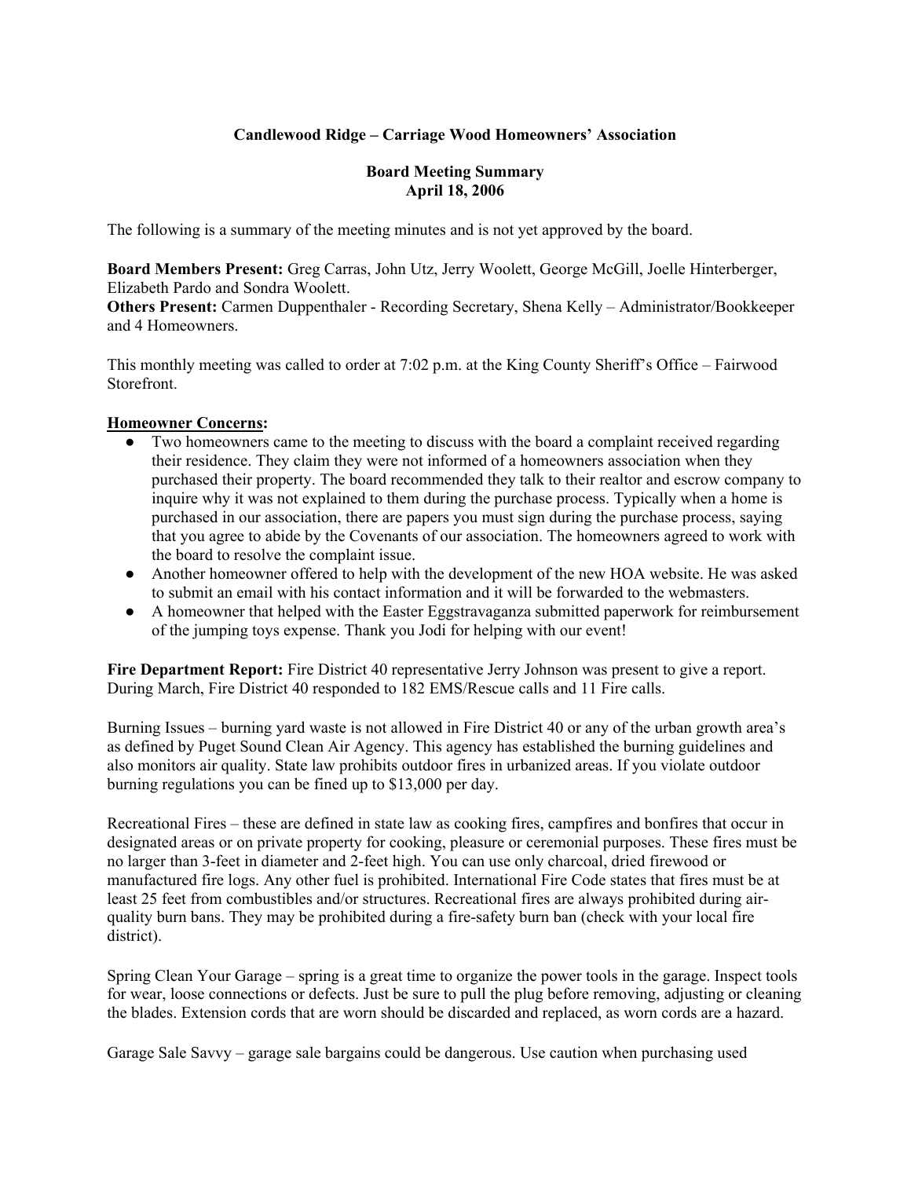# Candlewood Ridge – Carriage Wood Homeowners' Association

## Board Meeting Summary
## April 18, 2006

The following is a summary of the meeting minutes and is not yet approved by the board.

**Board Members Present:** Greg Carras, John Utz, Jerry Woolett, George McGill, Joelle Hinterberger, Elizabeth Pardo and Sondra Woolett.
**Others Present:** Carmen Duppenthaler - Recording Secretary, Shena Kelly – Administrator/Bookkeeper and 4 Homeowners.

This monthly meeting was called to order at 7:02 p.m. at the King County Sheriff's Office – Fairwood Storefront.

**Homeowner Concerns:**

- Two homeowners came to the meeting to discuss with the board a complaint received regarding their residence. They claim they were not informed of a homeowners association when they purchased their property. The board recommended they talk to their realtor and escrow company to inquire why it was not explained to them during the purchase process. Typically when a home is purchased in our association, there are papers you must sign during the purchase process, saying that you agree to abide by the Covenants of our association. The homeowners agreed to work with the board to resolve the complaint issue.
- Another homeowner offered to help with the development of the new HOA website. He was asked to submit an email with his contact information and it will be forwarded to the webmasters.
- A homeowner that helped with the Easter Eggstravaganza submitted paperwork for reimbursement of the jumping toys expense. Thank you Jodi for helping with our event!

**Fire Department Report:** Fire District 40 representative Jerry Johnson was present to give a report. During March, Fire District 40 responded to 182 EMS/Rescue calls and 11 Fire calls.

Burning Issues – burning yard waste is not allowed in Fire District 40 or any of the urban growth area's as defined by Puget Sound Clean Air Agency. This agency has established the burning guidelines and also monitors air quality. State law prohibits outdoor fires in urbanized areas. If you violate outdoor burning regulations you can be fined up to $13,000 per day.

Recreational Fires – these are defined in state law as cooking fires, campfires and bonfires that occur in designated areas or on private property for cooking, pleasure or ceremonial purposes. These fires must be no larger than 3-feet in diameter and 2-feet high. You can use only charcoal, dried firewood or manufactured fire logs. Any other fuel is prohibited. International Fire Code states that fires must be at least 25 feet from combustibles and/or structures. Recreational fires are always prohibited during air-quality burn bans. They may be prohibited during a fire-safety burn ban (check with your local fire district).

Spring Clean Your Garage – spring is a great time to organize the power tools in the garage. Inspect tools for wear, loose connections or defects. Just be sure to pull the plug before removing, adjusting or cleaning the blades. Extension cords that are worn should be discarded and replaced, as worn cords are a hazard.

Garage Sale Savvy – garage sale bargains could be dangerous. Use caution when purchasing used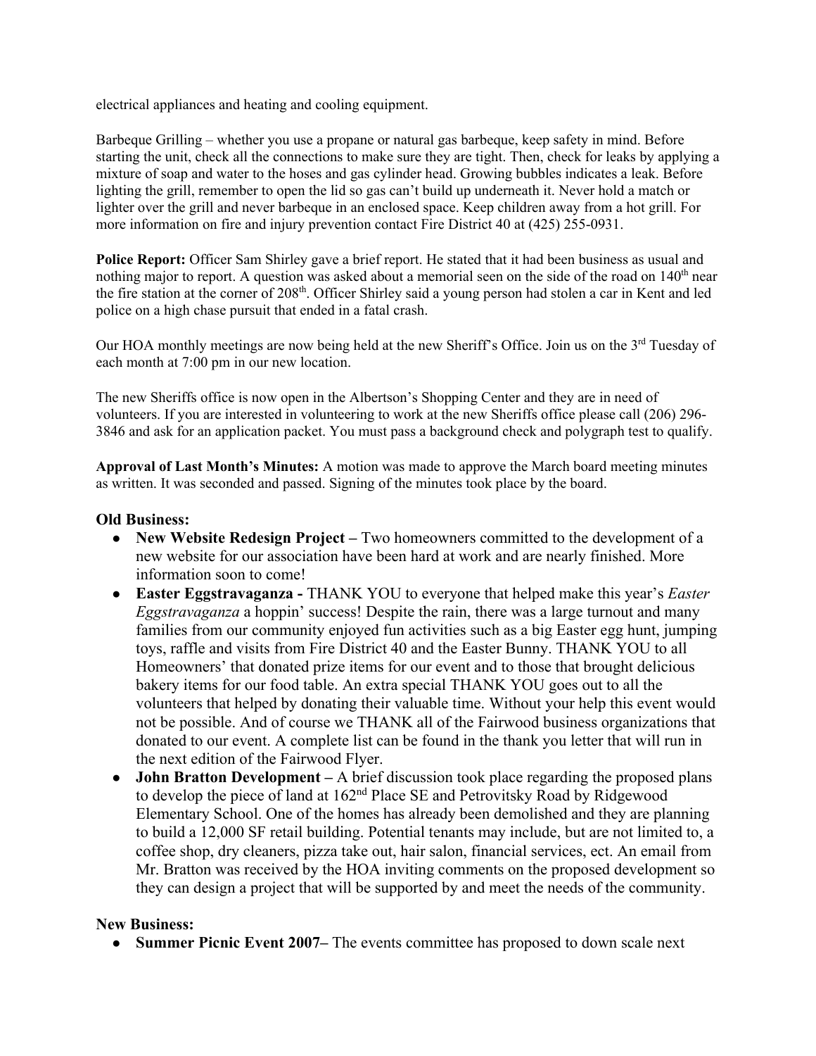electrical appliances and heating and cooling equipment.

Barbeque Grilling – whether you use a propane or natural gas barbeque, keep safety in mind. Before starting the unit, check all the connections to make sure they are tight. Then, check for leaks by applying a mixture of soap and water to the hoses and gas cylinder head. Growing bubbles indicates a leak. Before lighting the grill, remember to open the lid so gas can't build up underneath it. Never hold a match or lighter over the grill and never barbeque in an enclosed space. Keep children away from a hot grill. For more information on fire and injury prevention contact Fire District 40 at (425) 255-0931.

**Police Report:** Officer Sam Shirley gave a brief report. He stated that it had been business as usual and nothing major to report. A question was asked about a memorial seen on the side of the road on 140th near the fire station at the corner of 208th. Officer Shirley said a young person had stolen a car in Kent and led police on a high chase pursuit that ended in a fatal crash.

Our HOA monthly meetings are now being held at the new Sheriff's Office. Join us on the 3rd Tuesday of each month at 7:00 pm in our new location.

The new Sheriffs office is now open in the Albertson's Shopping Center and they are in need of volunteers. If you are interested in volunteering to work at the new Sheriffs office please call (206) 296-3846 and ask for an application packet. You must pass a background check and polygraph test to qualify.

**Approval of Last Month's Minutes:** A motion was made to approve the March board meeting minutes as written. It was seconded and passed. Signing of the minutes took place by the board.

### Old Business:

- **New Website Redesign Project –** Two homeowners committed to the development of a new website for our association have been hard at work and are nearly finished. More information soon to come!
- **Easter Eggstravaganza -** THANK YOU to everyone that helped make this year's *Easter Eggstravaganza* a hoppin' success! Despite the rain, there was a large turnout and many families from our community enjoyed fun activities such as a big Easter egg hunt, jumping toys, raffle and visits from Fire District 40 and the Easter Bunny. THANK YOU to all Homeowners' that donated prize items for our event and to those that brought delicious bakery items for our food table. An extra special THANK YOU goes out to all the volunteers that helped by donating their valuable time. Without your help this event would not be possible. And of course we THANK all of the Fairwood business organizations that donated to our event. A complete list can be found in the thank you letter that will run in the next edition of the Fairwood Flyer.
- **John Bratton Development –** A brief discussion took place regarding the proposed plans to develop the piece of land at 162nd Place SE and Petrovitsky Road by Ridgewood Elementary School. One of the homes has already been demolished and they are planning to build a 12,000 SF retail building. Potential tenants may include, but are not limited to, a coffee shop, dry cleaners, pizza take out, hair salon, financial services, ect. An email from Mr. Bratton was received by the HOA inviting comments on the proposed development so they can design a project that will be supported by and meet the needs of the community.

### New Business:

- **Summer Picnic Event 2007–** The events committee has proposed to down scale next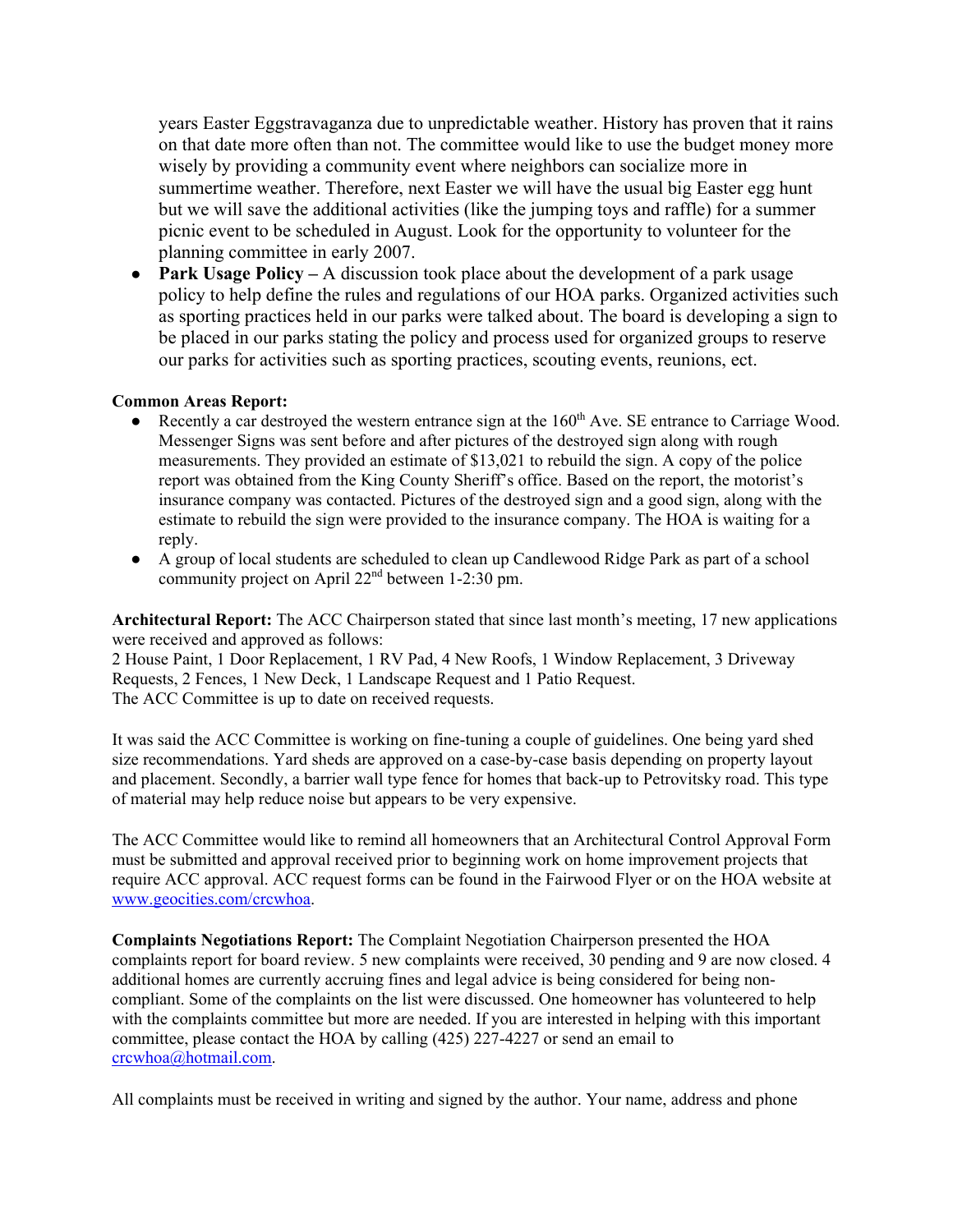years Easter Eggstravaganza due to unpredictable weather. History has proven that it rains on that date more often than not. The committee would like to use the budget money more wisely by providing a community event where neighbors can socialize more in summertime weather. Therefore, next Easter we will have the usual big Easter egg hunt but we will save the additional activities (like the jumping toys and raffle) for a summer picnic event to be scheduled in August. Look for the opportunity to volunteer for the planning committee in early 2007.

- **Park Usage Policy –** A discussion took place about the development of a park usage policy to help define the rules and regulations of our HOA parks. Organized activities such as sporting practices held in our parks were talked about. The board is developing a sign to be placed in our parks stating the policy and process used for organized groups to reserve our parks for activities such as sporting practices, scouting events, reunions, ect.

**Common Areas Report:**

- Recently a car destroyed the western entrance sign at the 160th Ave. SE entrance to Carriage Wood. Messenger Signs was sent before and after pictures of the destroyed sign along with rough measurements. They provided an estimate of $13,021 to rebuild the sign. A copy of the police report was obtained from the King County Sheriff's office. Based on the report, the motorist's insurance company was contacted. Pictures of the destroyed sign and a good sign, along with the estimate to rebuild the sign were provided to the insurance company. The HOA is waiting for a reply.
- A group of local students are scheduled to clean up Candlewood Ridge Park as part of a school community project on April 22nd between 1-2:30 pm.

**Architectural Report:** The ACC Chairperson stated that since last month's meeting, 17 new applications were received and approved as follows:
2 House Paint, 1 Door Replacement, 1 RV Pad, 4 New Roofs, 1 Window Replacement, 3 Driveway Requests, 2 Fences, 1 New Deck, 1 Landscape Request and 1 Patio Request.
The ACC Committee is up to date on received requests.

It was said the ACC Committee is working on fine-tuning a couple of guidelines. One being yard shed size recommendations. Yard sheds are approved on a case-by-case basis depending on property layout and placement. Secondly, a barrier wall type fence for homes that back-up to Petrovitsky road. This type of material may help reduce noise but appears to be very expensive.

The ACC Committee would like to remind all homeowners that an Architectural Control Approval Form must be submitted and approval received prior to beginning work on home improvement projects that require ACC approval. ACC request forms can be found in the Fairwood Flyer or on the HOA website at www.geocities.com/crcwhoa.

**Complaints Negotiations Report:** The Complaint Negotiation Chairperson presented the HOA complaints report for board review. 5 new complaints were received, 30 pending and 9 are now closed. 4 additional homes are currently accruing fines and legal advice is being considered for being non-compliant. Some of the complaints on the list were discussed. One homeowner has volunteered to help with the complaints committee but more are needed. If you are interested in helping with this important committee, please contact the HOA by calling (425) 227-4227 or send an email to crcwhoa@hotmail.com.

All complaints must be received in writing and signed by the author. Your name, address and phone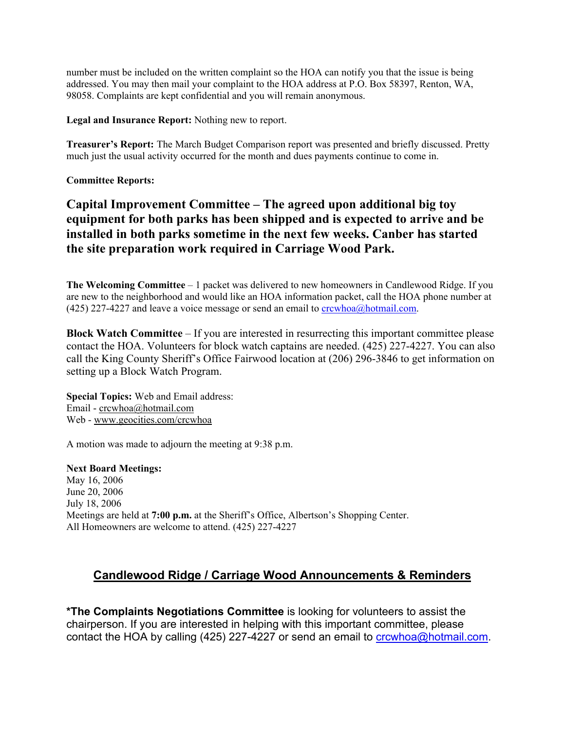number must be included on the written complaint so the HOA can notify you that the issue is being addressed. You may then mail your complaint to the HOA address at P.O. Box 58397, Renton, WA, 98058. Complaints are kept confidential and you will remain anonymous.

**Legal and Insurance Report:** Nothing new to report.

**Treasurer's Report:** The March Budget Comparison report was presented and briefly discussed. Pretty much just the usual activity occurred for the month and dues payments continue to come in.

**Committee Reports:**

## Capital Improvement Committee – The agreed upon additional big toy equipment for both parks has been shipped and is expected to arrive and be installed in both parks sometime in the next few weeks. Canber has started the site preparation work required in Carriage Wood Park.

**The Welcoming Committee** – 1 packet was delivered to new homeowners in Candlewood Ridge. If you are new to the neighborhood and would like an HOA information packet, call the HOA phone number at (425) 227-4227 and leave a voice message or send an email to crcwhoa@hotmail.com.

**Block Watch Committee** – If you are interested in resurrecting this important committee please contact the HOA. Volunteers for block watch captains are needed. (425) 227-4227. You can also call the King County Sheriff's Office Fairwood location at (206) 296-3846 to get information on setting up a Block Watch Program.

**Special Topics:** Web and Email address:
Email - crcwhoa@hotmail.com
Web - www.geocities.com/crcwhoa

A motion was made to adjourn the meeting at 9:38 p.m.

**Next Board Meetings:**
May 16, 2006
June 20, 2006
July 18, 2006
Meetings are held at **7:00 p.m.** at the Sheriff's Office, Albertson's Shopping Center.
All Homeowners are welcome to attend. (425) 227-4227

## Candlewood Ridge / Carriage Wood Announcements & Reminders

***The Complaints Negotiations Committee** is looking for volunteers to assist the chairperson. If you are interested in helping with this important committee, please contact the HOA by calling (425) 227-4227 or send an email to crcwhoa@hotmail.com.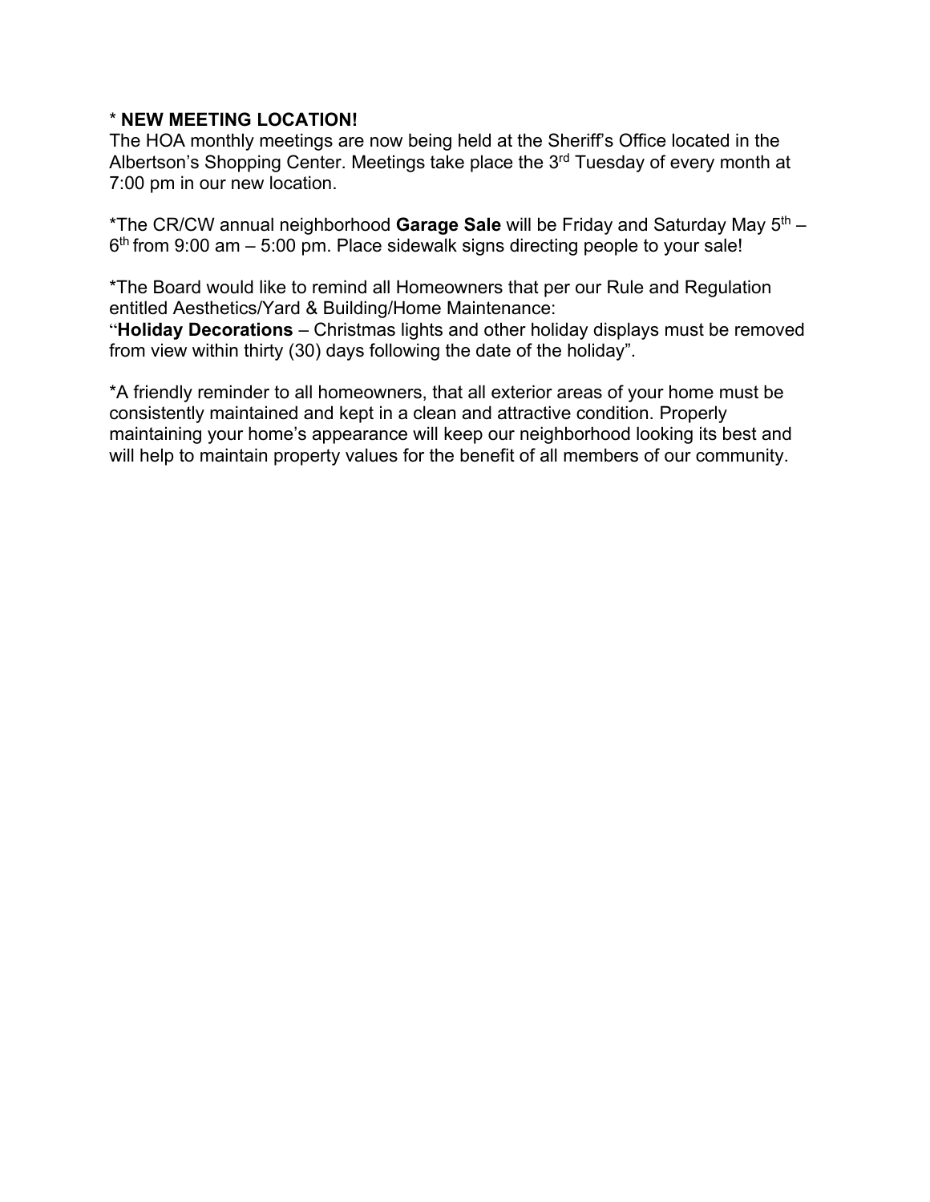* **NEW MEETING LOCATION!**
The HOA monthly meetings are now being held at the Sheriff's Office located in the Albertson's Shopping Center. Meetings take place the 3rd Tuesday of every month at 7:00 pm in our new location.

*The CR/CW annual neighborhood **Garage Sale** will be Friday and Saturday May 5th – 6th from 9:00 am – 5:00 pm. Place sidewalk signs directing people to your sale!

*The Board would like to remind all Homeowners that per our Rule and Regulation entitled Aesthetics/Yard & Building/Home Maintenance:
"**Holiday Decorations** – Christmas lights and other holiday displays must be removed from view within thirty (30) days following the date of the holiday".

*A friendly reminder to all homeowners, that all exterior areas of your home must be consistently maintained and kept in a clean and attractive condition. Properly maintaining your home's appearance will keep our neighborhood looking its best and will help to maintain property values for the benefit of all members of our community.